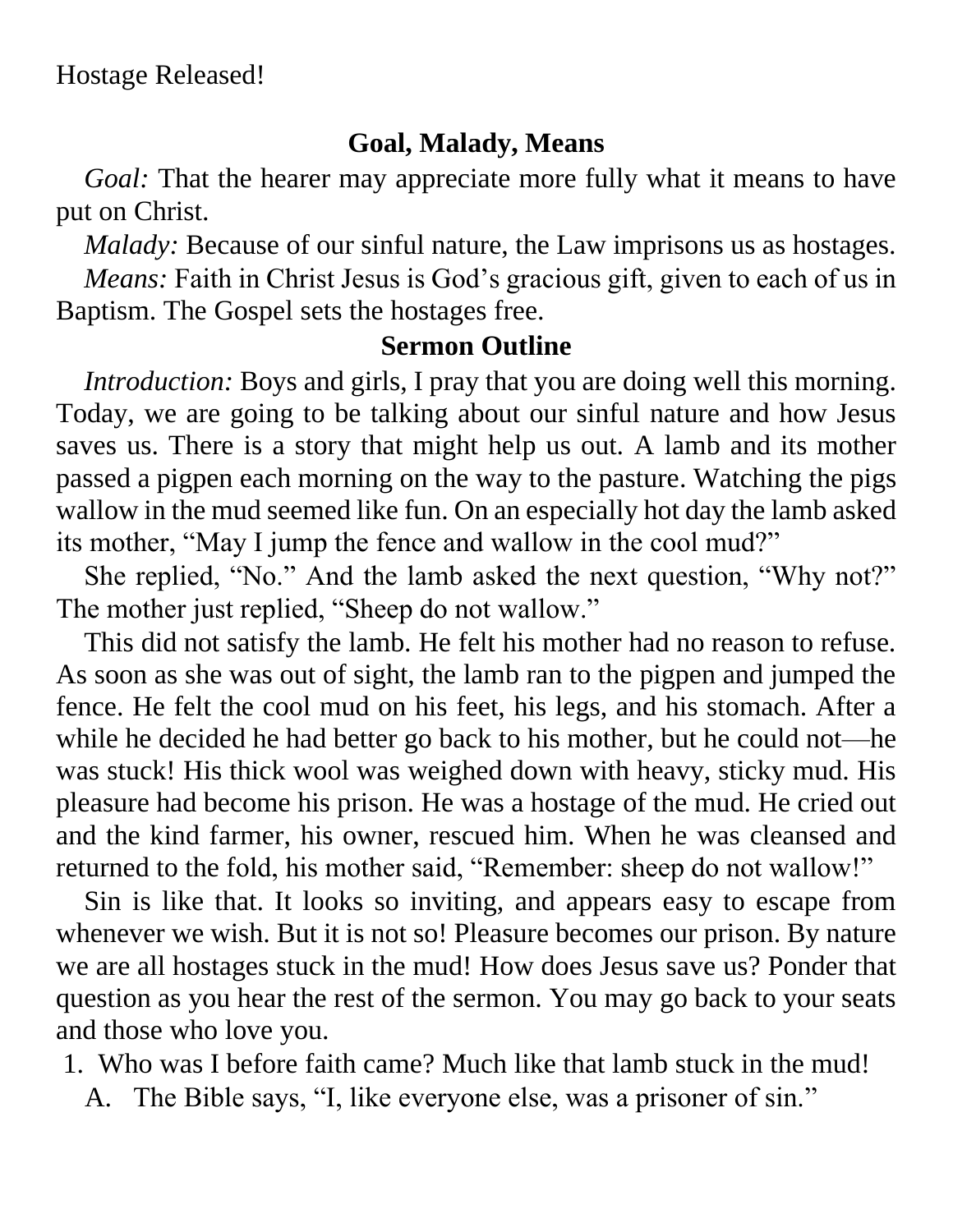Hostage Released!

## Goal, Malady, Means

*Goal:* That the hearer may appreciate more fully what it means to have put on Christ.

*Malady:* Because of our sinful nature, the Law imprisons us as hostages.

*Means:* Faith in Christ Jesus is God's gracious gift, given to each of us in Baptism. The Gospel sets the hostages free.

## Sermon Outline

*Introduction:* Boys and girls, I pray that you are doing well this morning. Today, we are going to be talking about our sinful nature and how Jesus saves us. There is a story that might help us out. A lamb and its mother passed a pigpen each morning on the way to the pasture. Watching the pigs wallow in the mud seemed like fun. On an especially hot day the lamb asked its mother, "May I jump the fence and wallow in the cool mud?"

She replied, "No." And the lamb asked the next question, "Why not?" The mother just replied, "Sheep do not wallow."

This did not satisfy the lamb. He felt his mother had no reason to refuse. As soon as she was out of sight, the lamb ran to the pigpen and jumped the fence. He felt the cool mud on his feet, his legs, and his stomach. After a while he decided he had better go back to his mother, but he could not—he was stuck! His thick wool was weighed down with heavy, sticky mud. His pleasure had become his prison. He was a hostage of the mud. He cried out and the kind farmer, his owner, rescued him. When he was cleansed and returned to the fold, his mother said, "Remember: sheep do not wallow!"

Sin is like that. It looks so inviting, and appears easy to escape from whenever we wish. But it is not so! Pleasure becomes our prison. By nature we are all hostages stuck in the mud! How does Jesus save us? Ponder that question as you hear the rest of the sermon. You may go back to your seats and those who love you.

1. Who was I before faith came? Much like that lamb stuck in the mud!
   A. The Bible says, "I, like everyone else, was a prisoner of sin."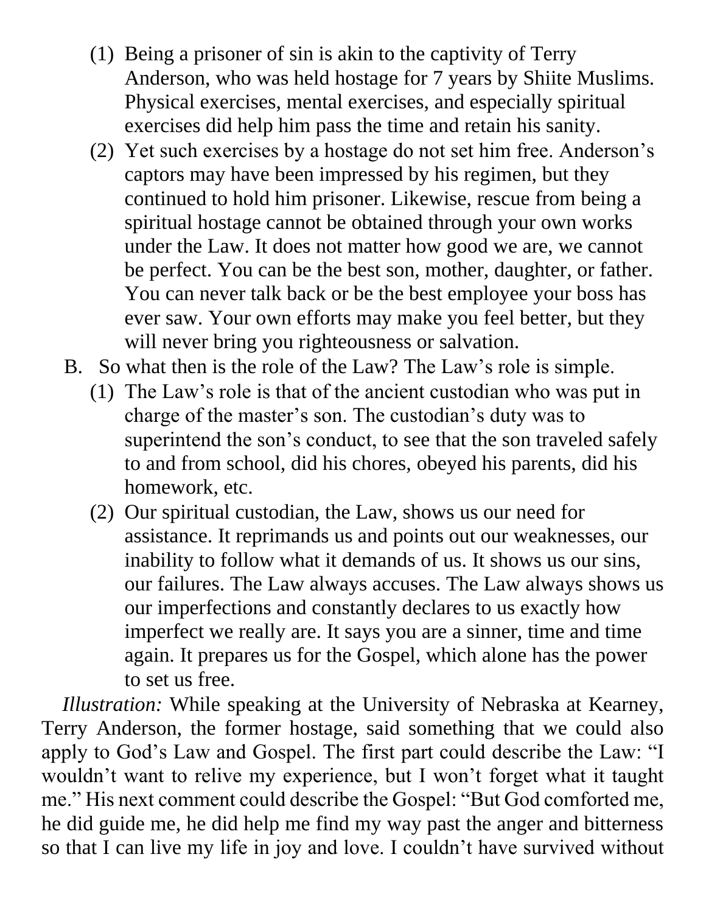(1) Being a prisoner of sin is akin to the captivity of Terry Anderson, who was held hostage for 7 years by Shiite Muslims. Physical exercises, mental exercises, and especially spiritual exercises did help him pass the time and retain his sanity.

(2) Yet such exercises by a hostage do not set him free. Anderson's captors may have been impressed by his regimen, but they continued to hold him prisoner. Likewise, rescue from being a spiritual hostage cannot be obtained through your own works under the Law. It does not matter how good we are, we cannot be perfect. You can be the best son, mother, daughter, or father. You can never talk back or be the best employee your boss has ever saw. Your own efforts may make you feel better, but they will never bring you righteousness or salvation.

B. So what then is the role of the Law? The Law's role is simple.

(1) The Law's role is that of the ancient custodian who was put in charge of the master's son. The custodian's duty was to superintend the son's conduct, to see that the son traveled safely to and from school, did his chores, obeyed his parents, did his homework, etc.

(2) Our spiritual custodian, the Law, shows us our need for assistance. It reprimands us and points out our weaknesses, our inability to follow what it demands of us. It shows us our sins, our failures. The Law always accuses. The Law always shows us our imperfections and constantly declares to us exactly how imperfect we really are. It says you are a sinner, time and time again. It prepares us for the Gospel, which alone has the power to set us free.

*Illustration:* While speaking at the University of Nebraska at Kearney, Terry Anderson, the former hostage, said something that we could also apply to God's Law and Gospel. The first part could describe the Law: "I wouldn't want to relive my experience, but I won't forget what it taught me." His next comment could describe the Gospel: "But God comforted me, he did guide me, he did help me find my way past the anger and bitterness so that I can live my life in joy and love. I couldn't have survived without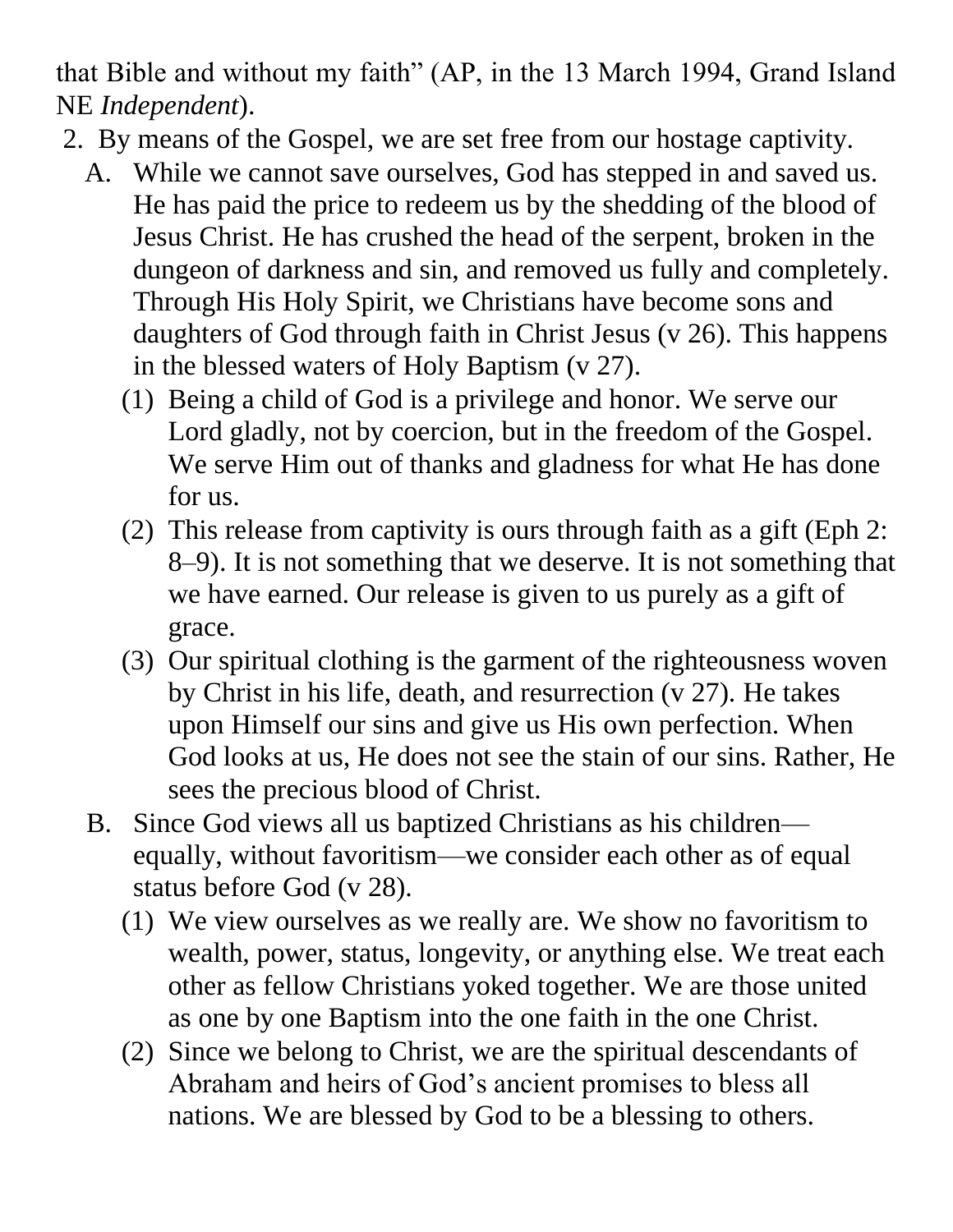that Bible and without my faith" (AP, in the 13 March 1994, Grand Island NE *Independent*).

2. By means of the Gospel, we are set free from our hostage captivity.

   A. While we cannot save ourselves, God has stepped in and saved us. He has paid the price to redeem us by the shedding of the blood of Jesus Christ. He has crushed the head of the serpent, broken in the dungeon of darkness and sin, and removed us fully and completely. Through His Holy Spirit, we Christians have become sons and daughters of God through faith in Christ Jesus (v 26). This happens in the blessed waters of Holy Baptism (v 27).

      (1) Being a child of God is a privilege and honor. We serve our Lord gladly, not by coercion, but in the freedom of the Gospel. We serve Him out of thanks and gladness for what He has done for us.

      (2) This release from captivity is ours through faith as a gift (Eph 2: 8–9). It is not something that we deserve. It is not something that we have earned. Our release is given to us purely as a gift of grace.

      (3) Our spiritual clothing is the garment of the righteousness woven by Christ in his life, death, and resurrection (v 27). He takes upon Himself our sins and give us His own perfection. When God looks at us, He does not see the stain of our sins. Rather, He sees the precious blood of Christ.

   B. Since God views all us baptized Christians as his children—equally, without favoritism—we consider each other as of equal status before God (v 28).

      (1) We view ourselves as we really are. We show no favoritism to wealth, power, status, longevity, or anything else. We treat each other as fellow Christians yoked together. We are those united as one by one Baptism into the one faith in the one Christ.

      (2) Since we belong to Christ, we are the spiritual descendants of Abraham and heirs of God's ancient promises to bless all nations. We are blessed by God to be a blessing to others.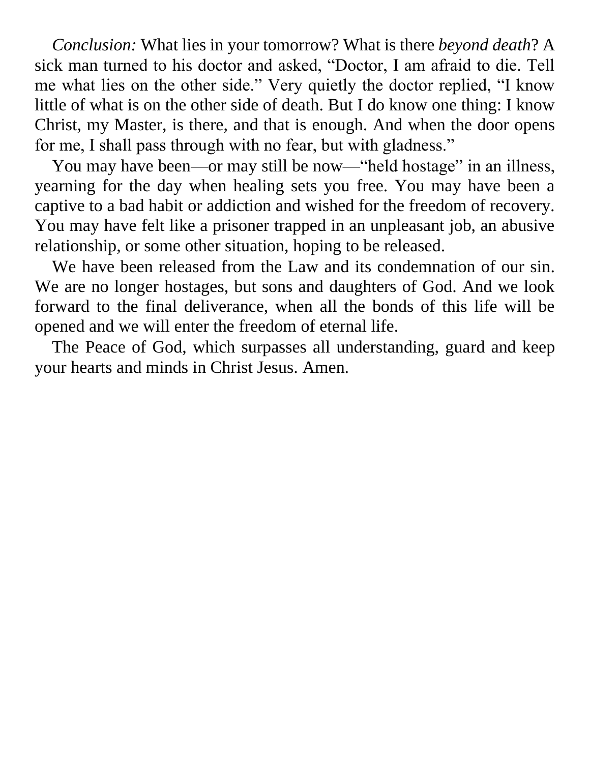*Conclusion:* What lies in your tomorrow? What is there *beyond death*? A sick man turned to his doctor and asked, “Doctor, I am afraid to die. Tell me what lies on the other side.” Very quietly the doctor replied, “I know little of what is on the other side of death. But I do know one thing: I know Christ, my Master, is there, and that is enough. And when the door opens for me, I shall pass through with no fear, but with gladness.”

You may have been—or may still be now—“held hostage” in an illness, yearning for the day when healing sets you free. You may have been a captive to a bad habit or addiction and wished for the freedom of recovery. You may have felt like a prisoner trapped in an unpleasant job, an abusive relationship, or some other situation, hoping to be released.

We have been released from the Law and its condemnation of our sin. We are no longer hostages, but sons and daughters of God. And we look forward to the final deliverance, when all the bonds of this life will be opened and we will enter the freedom of eternal life.

The Peace of God, which surpasses all understanding, guard and keep your hearts and minds in Christ Jesus. Amen.